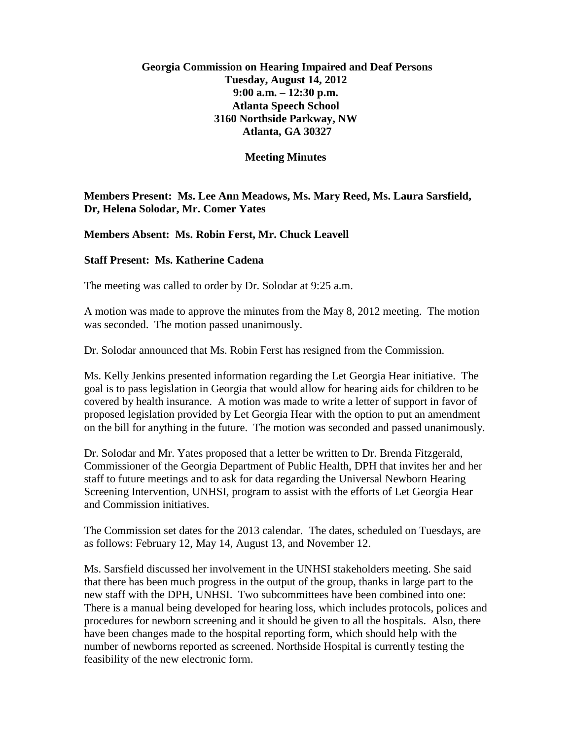**Georgia Commission on Hearing Impaired and Deaf Persons**
**Tuesday, August 14, 2012**
**9:00 a.m. – 12:30 p.m.**
**Atlanta Speech School**
**3160 Northside Parkway, NW**
**Atlanta, GA 30327**

**Meeting Minutes**

**Members Present: Ms. Lee Ann Meadows, Ms. Mary Reed, Ms. Laura Sarsfield, Dr, Helena Solodar, Mr. Comer Yates**

**Members Absent: Ms. Robin Ferst, Mr. Chuck Leavell**

**Staff Present: Ms. Katherine Cadena**

The meeting was called to order by Dr. Solodar at 9:25 a.m.

A motion was made to approve the minutes from the May 8, 2012 meeting. The motion was seconded. The motion passed unanimously.

Dr. Solodar announced that Ms. Robin Ferst has resigned from the Commission.

Ms. Kelly Jenkins presented information regarding the Let Georgia Hear initiative. The goal is to pass legislation in Georgia that would allow for hearing aids for children to be covered by health insurance. A motion was made to write a letter of support in favor of proposed legislation provided by Let Georgia Hear with the option to put an amendment on the bill for anything in the future. The motion was seconded and passed unanimously.

Dr. Solodar and Mr. Yates proposed that a letter be written to Dr. Brenda Fitzgerald, Commissioner of the Georgia Department of Public Health, DPH that invites her and her staff to future meetings and to ask for data regarding the Universal Newborn Hearing Screening Intervention, UNHSI, program to assist with the efforts of Let Georgia Hear and Commission initiatives.

The Commission set dates for the 2013 calendar. The dates, scheduled on Tuesdays, are as follows: February 12, May 14, August 13, and November 12.

Ms. Sarsfield discussed her involvement in the UNHSI stakeholders meeting. She said that there has been much progress in the output of the group, thanks in large part to the new staff with the DPH, UNHSI. Two subcommittees have been combined into one: There is a manual being developed for hearing loss, which includes protocols, polices and procedures for newborn screening and it should be given to all the hospitals. Also, there have been changes made to the hospital reporting form, which should help with the number of newborns reported as screened. Northside Hospital is currently testing the feasibility of the new electronic form.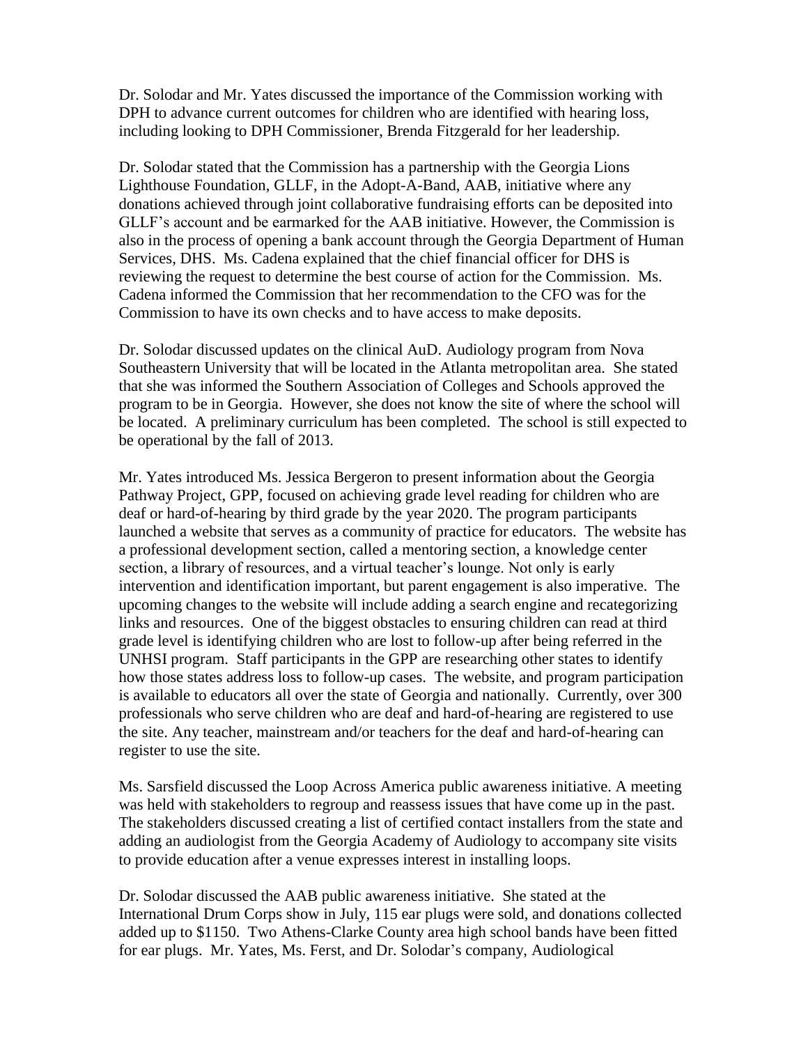Dr. Solodar and Mr. Yates discussed the importance of the Commission working with DPH to advance current outcomes for children who are identified with hearing loss, including looking to DPH Commissioner, Brenda Fitzgerald for her leadership.

Dr. Solodar stated that the Commission has a partnership with the Georgia Lions Lighthouse Foundation, GLLF, in the Adopt-A-Band, AAB, initiative where any donations achieved through joint collaborative fundraising efforts can be deposited into GLLF's account and be earmarked for the AAB initiative. However, the Commission is also in the process of opening a bank account through the Georgia Department of Human Services, DHS. Ms. Cadena explained that the chief financial officer for DHS is reviewing the request to determine the best course of action for the Commission. Ms. Cadena informed the Commission that her recommendation to the CFO was for the Commission to have its own checks and to have access to make deposits.

Dr. Solodar discussed updates on the clinical AuD. Audiology program from Nova Southeastern University that will be located in the Atlanta metropolitan area. She stated that she was informed the Southern Association of Colleges and Schools approved the program to be in Georgia. However, she does not know the site of where the school will be located. A preliminary curriculum has been completed. The school is still expected to be operational by the fall of 2013.

Mr. Yates introduced Ms. Jessica Bergeron to present information about the Georgia Pathway Project, GPP, focused on achieving grade level reading for children who are deaf or hard-of-hearing by third grade by the year 2020. The program participants launched a website that serves as a community of practice for educators. The website has a professional development section, called a mentoring section, a knowledge center section, a library of resources, and a virtual teacher's lounge. Not only is early intervention and identification important, but parent engagement is also imperative. The upcoming changes to the website will include adding a search engine and recategorizing links and resources. One of the biggest obstacles to ensuring children can read at third grade level is identifying children who are lost to follow-up after being referred in the UNHSI program. Staff participants in the GPP are researching other states to identify how those states address loss to follow-up cases. The website, and program participation is available to educators all over the state of Georgia and nationally. Currently, over 300 professionals who serve children who are deaf and hard-of-hearing are registered to use the site. Any teacher, mainstream and/or teachers for the deaf and hard-of-hearing can register to use the site.

Ms. Sarsfield discussed the Loop Across America public awareness initiative. A meeting was held with stakeholders to regroup and reassess issues that have come up in the past. The stakeholders discussed creating a list of certified contact installers from the state and adding an audiologist from the Georgia Academy of Audiology to accompany site visits to provide education after a venue expresses interest in installing loops.

Dr. Solodar discussed the AAB public awareness initiative. She stated at the International Drum Corps show in July, 115 ear plugs were sold, and donations collected added up to $1150. Two Athens-Clarke County area high school bands have been fitted for ear plugs. Mr. Yates, Ms. Ferst, and Dr. Solodar's company, Audiological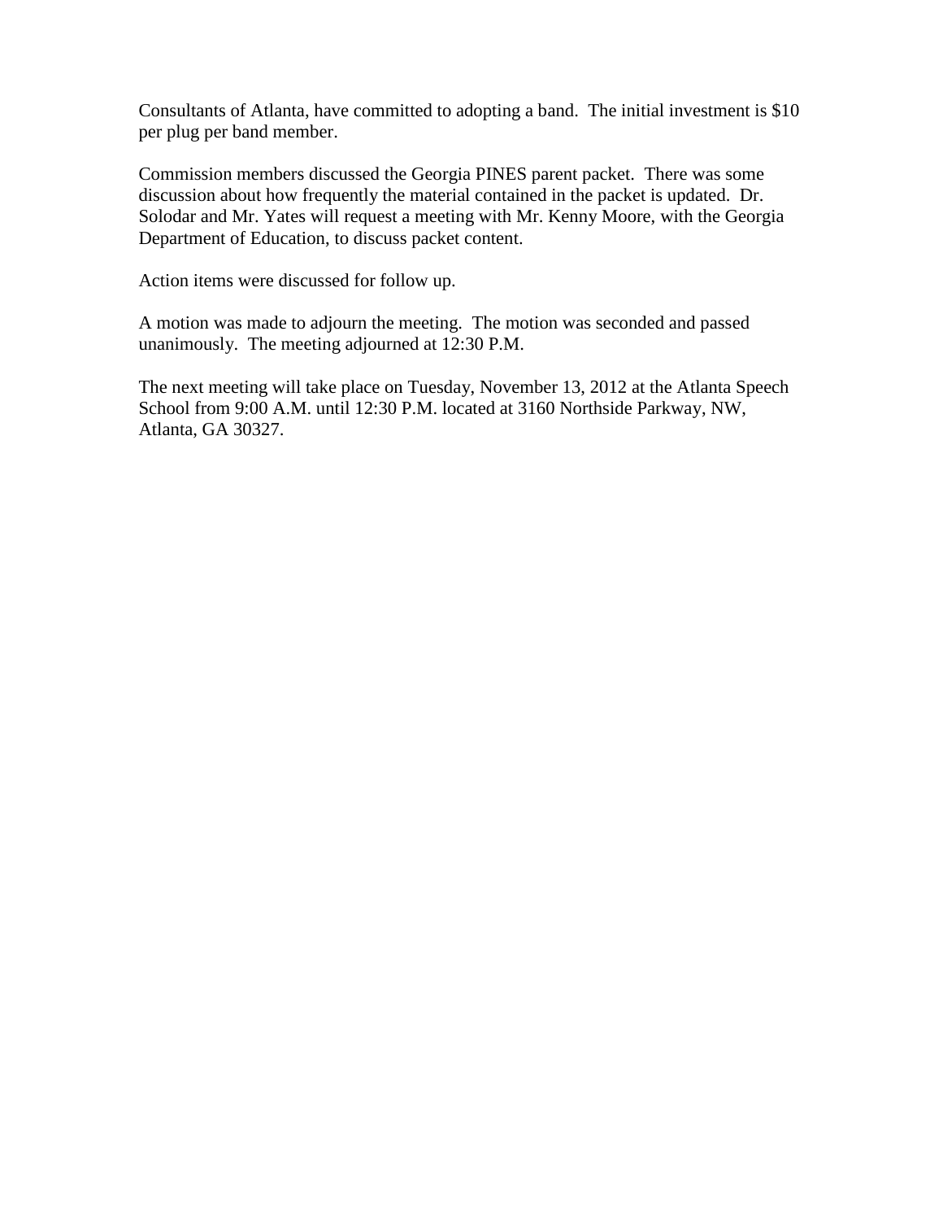Consultants of Atlanta, have committed to adopting a band. The initial investment is $10 per plug per band member.

Commission members discussed the Georgia PINES parent packet. There was some discussion about how frequently the material contained in the packet is updated. Dr. Solodar and Mr. Yates will request a meeting with Mr. Kenny Moore, with the Georgia Department of Education, to discuss packet content.

Action items were discussed for follow up.

A motion was made to adjourn the meeting. The motion was seconded and passed unanimously. The meeting adjourned at 12:30 P.M.

The next meeting will take place on Tuesday, November 13, 2012 at the Atlanta Speech School from 9:00 A.M. until 12:30 P.M. located at 3160 Northside Parkway, NW, Atlanta, GA 30327.